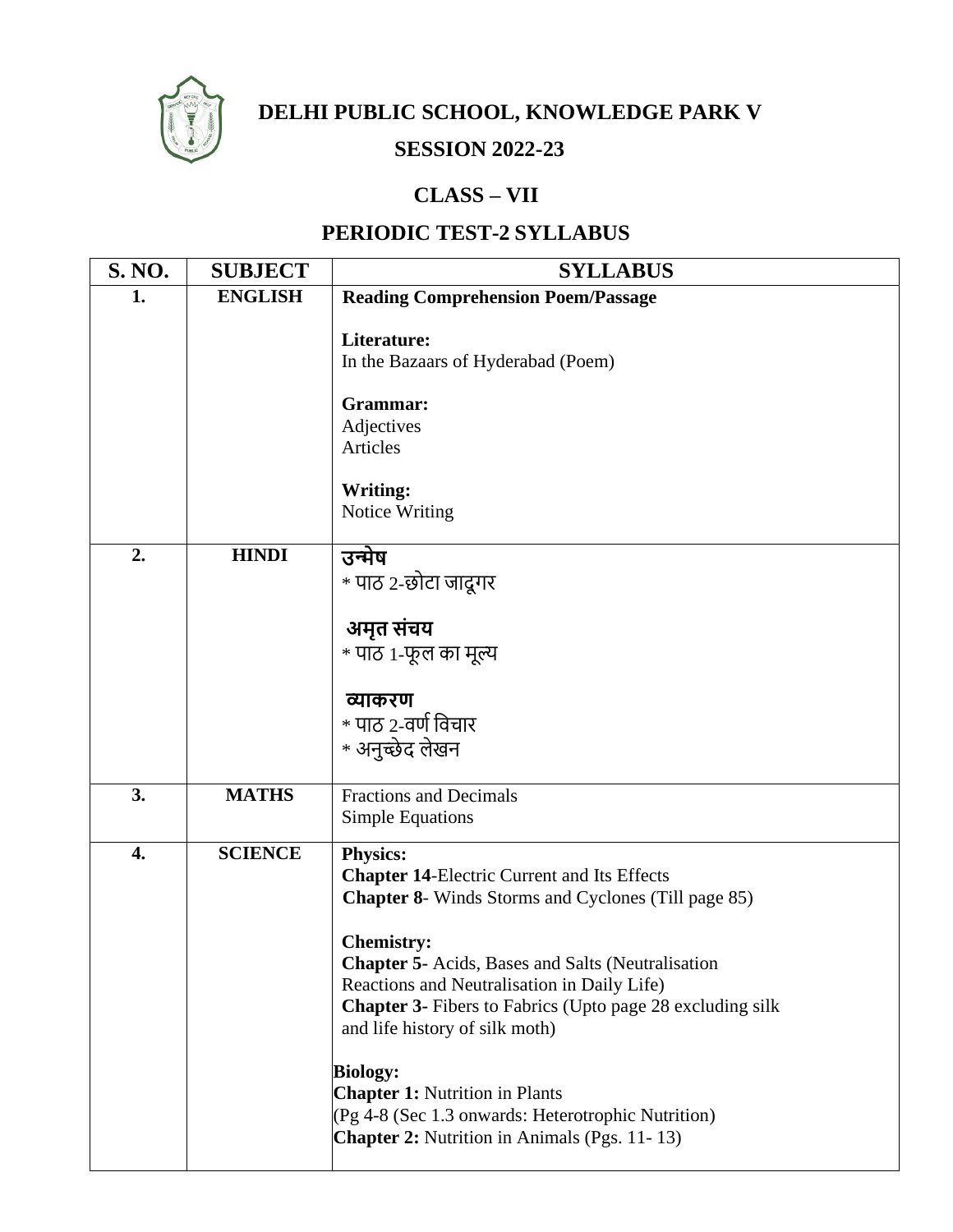# DELHI PUBLIC SCHOOL, KNOWLEDGE PARK V

## SESSION 2022-23

## CLASS – VII

## PERIODIC TEST-2 SYLLABUS

| S. NO. | SUBJECT | SYLLABUS |
|---|---|---|
| 1. | ENGLISH | **Reading Comprehension Poem/Passage**<br><br>**Literature:**<br>In the Bazaars of Hyderabad (Poem)<br><br>**Grammar:**<br>Adjectives<br>Articles<br><br>**Writing:**<br>Notice Writing |
| 2. | HINDI | **उन्मेष**<br>* पाठ 2-छोटा जादूगर<br><br>**अमृत संचय**<br>* पाठ 1-फूल का मूल्य<br><br>**व्याकरण**<br>* पाठ 2-वर्ण विचार<br>* अनुच्छेद लेखन |
| 3. | MATHS | Fractions and Decimals<br>Simple Equations |
| 4. | SCIENCE | **Physics:**<br>**Chapter 14**-Electric Current and Its Effects<br>**Chapter 8**- Winds Storms and Cyclones (Till page 85)<br><br>**Chemistry:**<br>**Chapter 5-** Acids, Bases and Salts (Neutralisation Reactions and Neutralisation in Daily Life)<br>**Chapter 3-** Fibers to Fabrics (Upto page 28 excluding silk and life history of silk moth)<br><br>**Biology:**<br>**Chapter 1:** Nutrition in Plants<br>(Pg 4-8 (Sec 1.3 onwards: Heterotrophic Nutrition)<br>**Chapter 2:** Nutrition in Animals (Pgs. 11- 13) |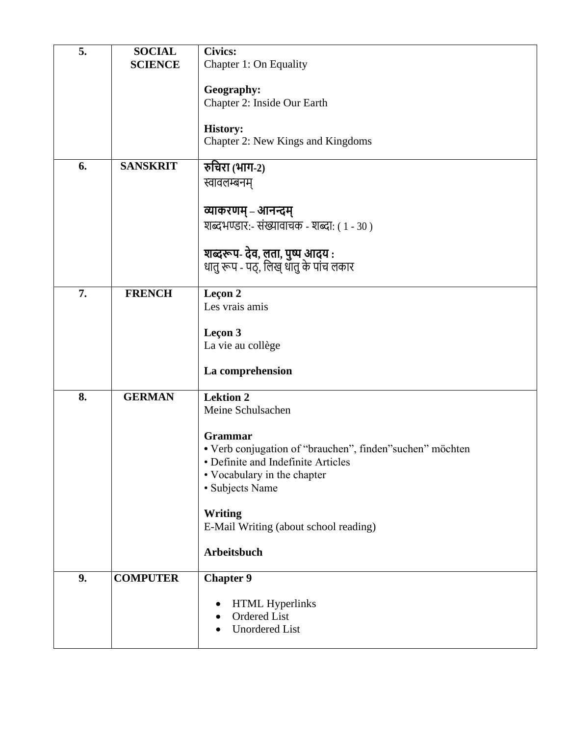| | | |
|---|---|---|
| **5.** | **SOCIAL SCIENCE** | **Civics:**<br>Chapter 1: On Equality<br><br>**Geography:**<br>Chapter 2: Inside Our Earth<br><br>**History:**<br>Chapter 2: New Kings and Kingdoms |
| **6.** | **SANSKRIT** | **रुचिरा (भाग-2)**<br>स्वावलम्बनम्<br><br>**व्याकरणम् – आनन्दम्**<br>शब्दभण्डारः- संख्यावाचक - शब्दाः ( 1 - 30 )<br><br>**शब्दरूप- देव, लता, पुष्प आदय :**<br>धातु रूप - पठ्, लिख् धातु के पांच लकार |
| **7.** | **FRENCH** | **Leçon 2**<br>Les vrais amis<br><br>**Leçon 3**<br>La vie au collège<br><br>**La comprehension** |
| **8.** | **GERMAN** | **Lektion 2**<br>Meine Schulsachen<br><br>**Grammar**<br>• Verb conjugation of "brauchen", finden"suchen" möchten<br>• Definite and Indefinite Articles<br>• Vocabulary in the chapter<br>• Subjects Name<br><br>**Writing**<br>E-Mail Writing (about school reading)<br><br>**Arbeitsbuch** |
| **9.** | **COMPUTER** | **Chapter 9**<br><br>• HTML Hyperlinks<br>• Ordered List<br>• Unordered List |